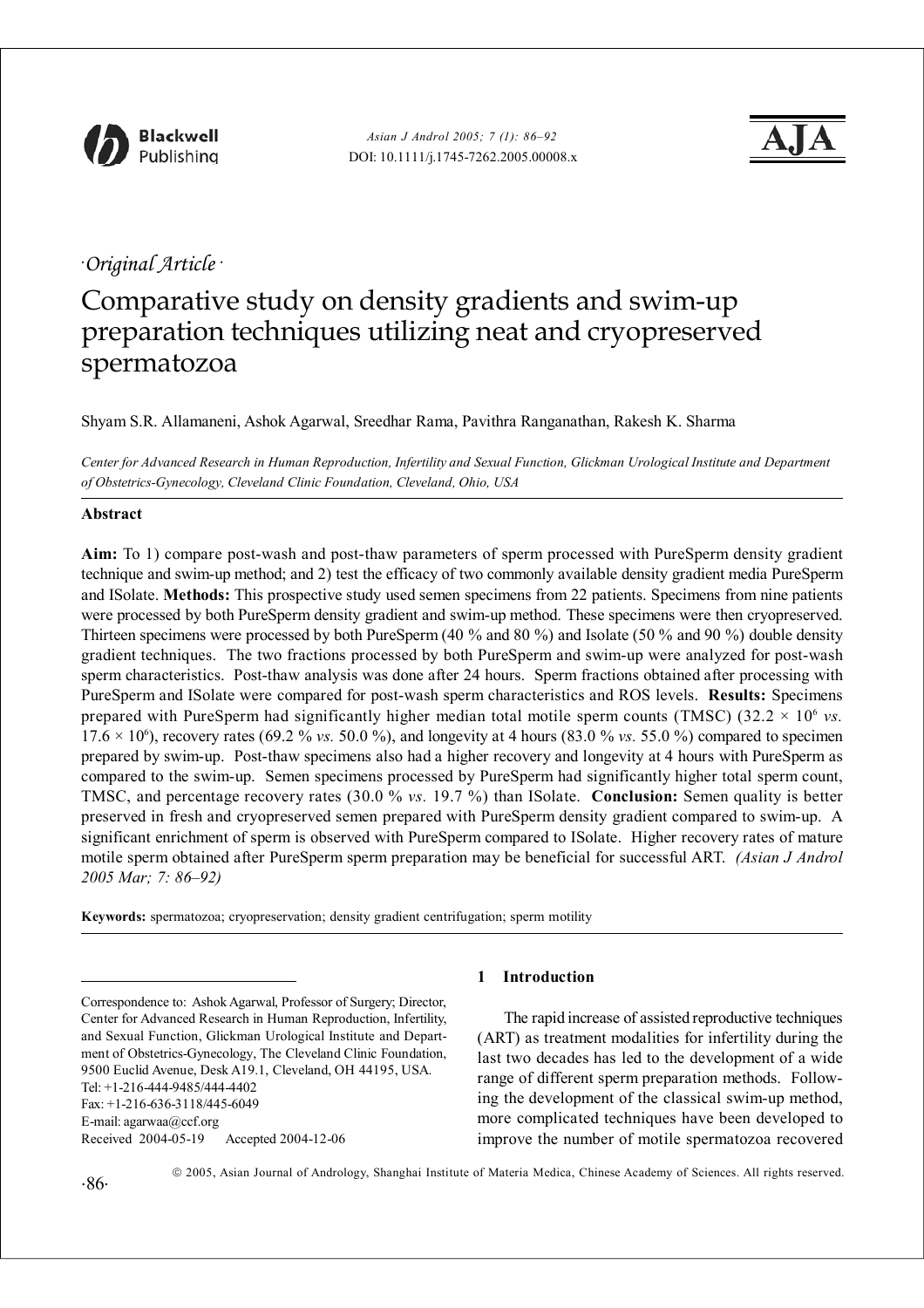*·Original Article·*

# Comparative study on density gradients and swim-up preparation techniques utilizing neat and cryopreserved spermatozoa

Shyam S.R. Allamaneni, Ashok Agarwal, Sreedhar Rama, Pavithra Ranganathan, Rakesh K. Sharma

*Center for Advanced Research in Human Reproduction, Infertility and Sexual Function, Glickman Urological Institute and Department of Obstetrics-Gynecology, Cleveland Clinic Foundation, Cleveland, Ohio, USA*

## Abstract

**Aim:** To 1) compare post-wash and post-thaw parameters of sperm processed with PureSperm density gradient technique and swim-up method; and 2) test the efficacy of two commonly available density gradient media PureSperm and ISolate. **Methods:** This prospective study used semen specimens from 22 patients. Specimens from nine patients were processed by both PureSperm density gradient and swim-up method. These specimens were then cryopreserved. Thirteen specimens were processed by both PureSperm (40 % and 80 %) and Isolate (50 % and 90 %) double density gradient techniques. The two fractions processed by both PureSperm and swim-up were analyzed for post-wash sperm characteristics. Post-thaw analysis was done after 24 hours. Sperm fractions obtained after processing with PureSperm and ISolate were compared for post-wash sperm characteristics and ROS levels. **Results:** Specimens prepared with PureSperm had significantly higher median total motile sperm counts (TMSC) ($32.2 \times 10^6$ *vs.* $17.6 \times 10^6$), recovery rates (69.2 % *vs.* 50.0 %), and longevity at 4 hours (83.0 % *vs.* 55.0 %) compared to specimen prepared by swim-up. Post-thaw specimens also had a higher recovery and longevity at 4 hours with PureSperm as compared to the swim-up. Semen specimens processed by PureSperm had significantly higher total sperm count, TMSC, and percentage recovery rates (30.0 % *vs.* 19.7 %) than ISolate. **Conclusion:** Semen quality is better preserved in fresh and cryopreserved semen prepared with PureSperm density gradient compared to swim-up. A significant enrichment of sperm is observed with PureSperm compared to ISolate. Higher recovery rates of mature motile sperm obtained after PureSperm sperm preparation may be beneficial for successful ART. *(Asian J Androl 2005 Mar; 7: 86–92)*

**Keywords:** spermatozoa; cryopreservation; density gradient centrifugation; sperm motility

Correspondence to: Ashok Agarwal, Professor of Surgery; Director, Center for Advanced Research in Human Reproduction, Infertility, and Sexual Function, Glickman Urological Institute and Department of Obstetrics-Gynecology, The Cleveland Clinic Foundation, 9500 Euclid Avenue, Desk A19.1, Cleveland, OH 44195, USA.
Tel: +1-216-444-9485/444-4402
Fax: +1-216-636-3118/445-6049
E-mail: agarwaa@ccf.org
Received 2004-05-19 Accepted 2004-12-06

## 1 Introduction

The rapid increase of assisted reproductive techniques (ART) as treatment modalities for infertility during the last two decades has led to the development of a wide range of different sperm preparation methods. Following the development of the classical swim-up method, more complicated techniques have been developed to improve the number of motile spermatozoa recovered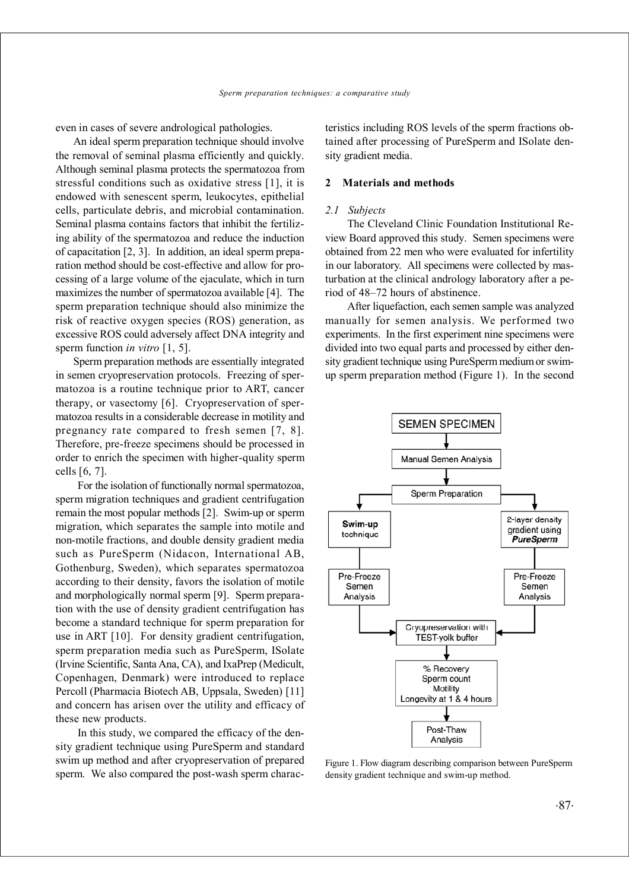even in cases of severe andrological pathologies.

An ideal sperm preparation technique should involve the removal of seminal plasma efficiently and quickly. Although seminal plasma protects the spermatozoa from stressful conditions such as oxidative stress [1], it is endowed with senescent sperm, leukocytes, epithelial cells, particulate debris, and microbial contamination. Seminal plasma contains factors that inhibit the fertilizing ability of the spermatozoa and reduce the induction of capacitation [2, 3]. In addition, an ideal sperm preparation method should be cost-effective and allow for processing of a large volume of the ejaculate, which in turn maximizes the number of spermatozoa available [4]. The sperm preparation technique should also minimize the risk of reactive oxygen species (ROS) generation, as excessive ROS could adversely affect DNA integrity and sperm function *in vitro* [1, 5].

Sperm preparation methods are essentially integrated in semen cryopreservation protocols. Freezing of spermatozoa is a routine technique prior to ART, cancer therapy, or vasectomy [6]. Cryopreservation of spermatozoa results in a considerable decrease in motility and pregnancy rate compared to fresh semen [7, 8]. Therefore, pre-freeze specimens should be processed in order to enrich the specimen with higher-quality sperm cells [6, 7].

For the isolation of functionally normal spermatozoa, sperm migration techniques and gradient centrifugation remain the most popular methods [2]. Swim-up or sperm migration, which separates the sample into motile and non-motile fractions, and double density gradient media such as PureSperm (Nidacon, International AB, Gothenburg, Sweden), which separates spermatozoa according to their density, favors the isolation of motile and morphologically normal sperm [9]. Sperm preparation with the use of density gradient centrifugation has become a standard technique for sperm preparation for use in ART [10]. For density gradient centrifugation, sperm preparation media such as PureSperm, ISolate (Irvine Scientific, Santa Ana, CA), and IxaPrep (Medicult, Copenhagen, Denmark) were introduced to replace Percoll (Pharmacia Biotech AB, Uppsala, Sweden) [11] and concern has arisen over the utility and efficacy of these new products.

In this study, we compared the efficacy of the density gradient technique using PureSperm and standard swim up method and after cryopreservation of prepared sperm. We also compared the post-wash sperm characteristics including ROS levels of the sperm fractions obtained after processing of PureSperm and ISolate density gradient media.

## 2 Materials and methods

### *2.1 Subjects*

The Cleveland Clinic Foundation Institutional Review Board approved this study. Semen specimens were obtained from 22 men who were evaluated for infertility in our laboratory. All specimens were collected by masturbation at the clinical andrology laboratory after a period of 48–72 hours of abstinence.

After liquefaction, each semen sample was analyzed manually for semen analysis. We performed two experiments. In the first experiment nine specimens were divided into two equal parts and processed by either density gradient technique using PureSperm medium or swim-up sperm preparation method (Figure 1). In the second

Figure 1. Flow diagram describing comparison between PureSperm density gradient technique and swim-up method.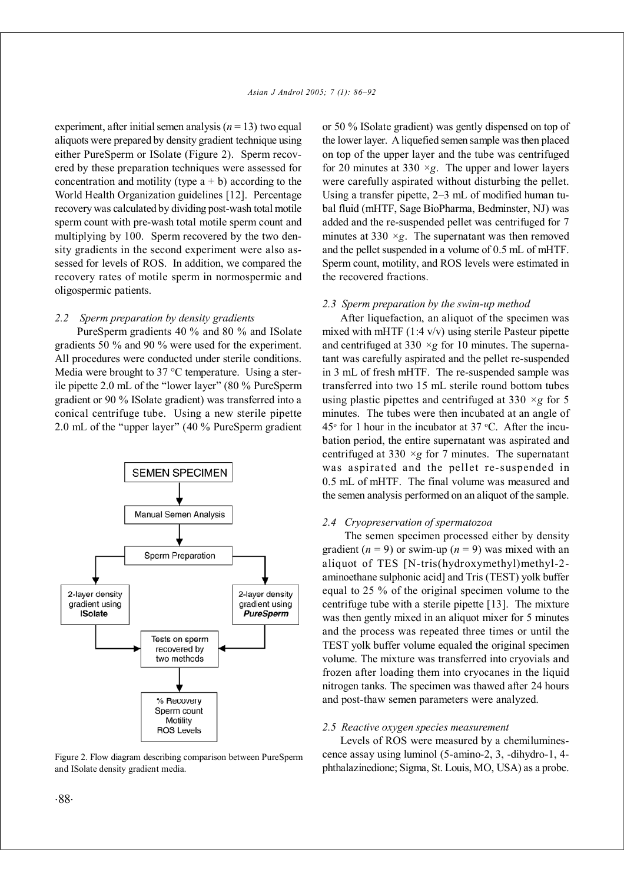experiment, after initial semen analysis ($n = 13$) two equal aliquots were prepared by density gradient technique using either PureSperm or ISolate (Figure 2). Sperm recovered by these preparation techniques were assessed for concentration and motility (type a + b) according to the World Health Organization guidelines [12]. Percentage recovery was calculated by dividing post-wash total motile sperm count with pre-wash total motile sperm count and multiplying by 100. Sperm recovered by the two density gradients in the second experiment were also assessed for levels of ROS. In addition, we compared the recovery rates of motile sperm in normospermic and oligospermic patients.

### 2.2 Sperm preparation by density gradients

PureSperm gradients 40 % and 80 % and ISolate gradients 50 % and 90 % were used for the experiment. All procedures were conducted under sterile conditions. Media were brought to 37 °C temperature. Using a sterile pipette 2.0 mL of the "lower layer" (80 % PureSperm gradient or 90 % ISolate gradient) was transferred into a conical centrifuge tube. Using a new sterile pipette 2.0 mL of the "upper layer" (40 % PureSperm gradient or 50 % ISolate gradient) was gently dispensed on top of the lower layer. A liquefied semen sample was then placed on top of the upper layer and the tube was centrifuged for 20 minutes at 330 ×*g*. The upper and lower layers were carefully aspirated without disturbing the pellet. Using a transfer pipette, 2–3 mL of modified human tubal fluid (mHTF, Sage BioPharma, Bedminster, NJ) was added and the re-suspended pellet was centrifuged for 7 minutes at 330 ×*g*. The supernatant was then removed and the pellet suspended in a volume of 0.5 mL of mHTF. Sperm count, motility, and ROS levels were estimated in the recovered fractions.

SEMEN SPECIMEN → Manual Semen Analysis → Sperm Preparation → 2-layer density gradient using **ISolate** / 2-layer density gradient using ***PureSperm*** → Tests on sperm recovered by two methods → % Recovery, Sperm count, Motility, ROS Levels

Figure 2. Flow diagram describing comparison between PureSperm and ISolate density gradient media.

### 2.3 Sperm preparation by the swim-up method

After liquefaction, an aliquot of the specimen was mixed with mHTF (1:4 v/v) using sterile Pasteur pipette and centrifuged at 330 ×*g* for 10 minutes. The supernatant was carefully aspirated and the pellet re-suspended in 3 mL of fresh mHTF. The re-suspended sample was transferred into two 15 mL sterile round bottom tubes using plastic pipettes and centrifuged at 330 ×*g* for 5 minutes. The tubes were then incubated at an angle of 45° for 1 hour in the incubator at 37 °C. After the incubation period, the entire supernatant was aspirated and centrifuged at 330 ×*g* for 7 minutes. The supernatant was aspirated and the pellet re-suspended in 0.5 mL of mHTF. The final volume was measured and the semen analysis performed on an aliquot of the sample.

### 2.4 Cryopreservation of spermatozoa

The semen specimen processed either by density gradient ($n = 9$) or swim-up ($n = 9$) was mixed with an aliquot of TES [N-tris(hydroxymethyl)methyl-2-aminoethane sulphonic acid] and Tris (TEST) yolk buffer equal to 25 % of the original specimen volume to the centrifuge tube with a sterile pipette [13]. The mixture was then gently mixed in an aliquot mixer for 5 minutes and the process was repeated three times or until the TEST yolk buffer volume equaled the original specimen volume. The mixture was transferred into cryovials and frozen after loading them into cryocanes in the liquid nitrogen tanks. The specimen was thawed after 24 hours and post-thaw semen parameters were analyzed.

### 2.5 Reactive oxygen species measurement

Levels of ROS were measured by a chemiluminescence assay using luminol (5-amino-2, 3, -dihydro-1, 4-phthalazinedione; Sigma, St. Louis, MO, USA) as a probe.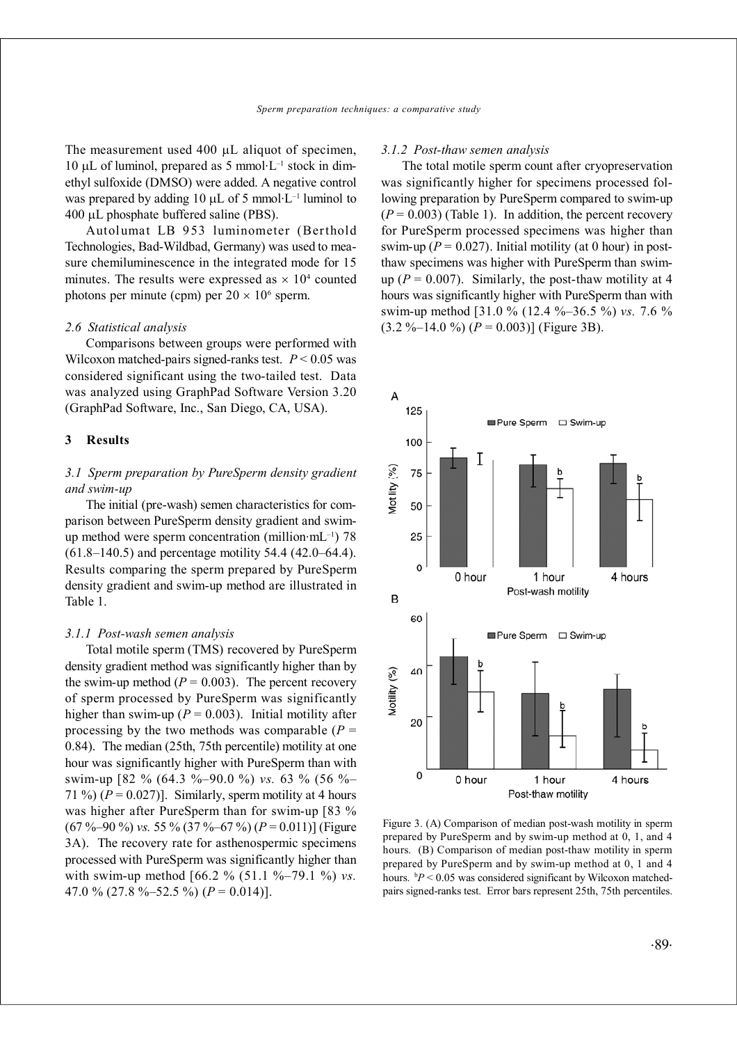The measurement used 400 μL aliquot of specimen, 10 μL of luminol, prepared as 5 mmol·L$^{-1}$ stock in dimethyl sulfoxide (DMSO) were added. A negative control was prepared by adding 10 μL of 5 mmol·L$^{-1}$ luminol to 400 μL phosphate buffered saline (PBS).

Autolumat LB 953 luminometer (Berthold Technologies, Bad-Wildbad, Germany) was used to measure chemiluminescence in the integrated mode for 15 minutes. The results were expressed as $\times 10^4$ counted photons per minute (cpm) per $20 \times 10^6$ sperm.

### *2.6 Statistical analysis*

Comparisons between groups were performed with Wilcoxon matched-pairs signed-ranks test. $P < 0.05$ was considered significant using the two-tailed test. Data was analyzed using GraphPad Software Version 3.20 (GraphPad Software, Inc., San Diego, CA, USA).

## 3 Results

### *3.1 Sperm preparation by PureSperm density gradient and swim-up*

The initial (pre-wash) semen characteristics for comparison between PureSperm density gradient and swim-up method were sperm concentration (million·mL$^{-1}$) 78 (61.8–140.5) and percentage motility 54.4 (42.0–64.4). Results comparing the sperm prepared by PureSperm density gradient and swim-up method are illustrated in Table 1.

#### *3.1.1 Post-wash semen analysis*

Total motile sperm (TMS) recovered by PureSperm density gradient method was significantly higher than by the swim-up method ($P = 0.003$). The percent recovery of sperm processed by PureSperm was significantly higher than swim-up ($P = 0.003$). Initial motility after processing by the two methods was comparable ($P = 0.84$). The median (25th, 75th percentile) motility at one hour was significantly higher with PureSperm than with swim-up [82 % (64.3 %–90.0 %) *vs.* 63 % (56 %–71 %) ($P = 0.027$)]. Similarly, sperm motility at 4 hours was higher after PureSperm than for swim-up [83 % (67 %–90 %) *vs.* 55 % (37 %–67 %) ($P = 0.011$)] (Figure 3A). The recovery rate for asthenospermic specimens processed with PureSperm was significantly higher than with swim-up method [66.2 % (51.1 %–79.1 %) *vs.* 47.0 % (27.8 %–52.5 %) ($P = 0.014$)].

#### *3.1.2 Post-thaw semen analysis*

The total motile sperm count after cryopreservation was significantly higher for specimens processed following preparation by PureSperm compared to swim-up ($P = 0.003$) (Table 1). In addition, the percent recovery for PureSperm processed specimens was higher than swim-up ($P = 0.027$). Initial motility (at 0 hour) in post-thaw specimens was higher with PureSperm than swim-up ($P = 0.007$). Similarly, the post-thaw motility at 4 hours was significantly higher with PureSperm than with swim-up method [31.0 % (12.4 %–36.5 %) *vs.* 7.6 % (3.2 %–14.0 %) ($P = 0.003$)] (Figure 3B).

Figure 3. (A) Comparison of median post-wash motility in sperm prepared by PureSperm and by swim-up method at 0, 1, and 4 hours. (B) Comparison of median post-thaw motility in sperm prepared by PureSperm and by swim-up method at 0, 1 and 4 hours. [b]$P < 0.05$ was considered significant by Wilcoxon matched-pairs signed-ranks test. Error bars represent 25th, 75th percentiles.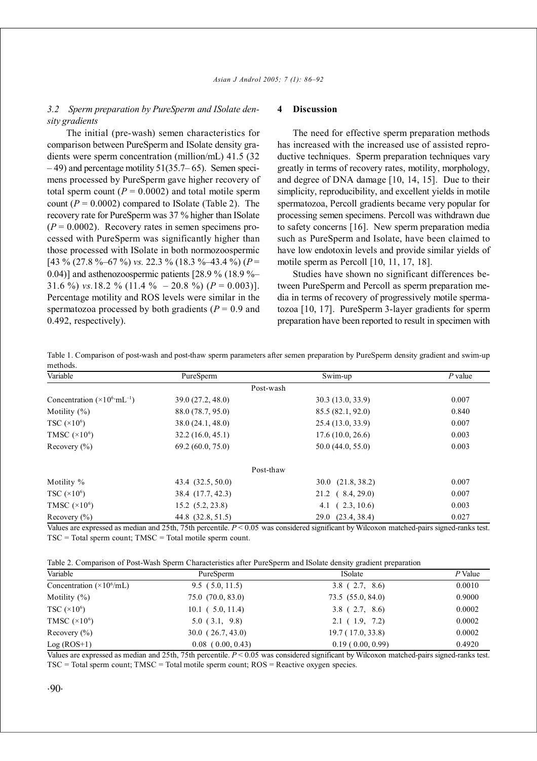### 3.2 Sperm preparation by PureSperm and ISolate density gradients

The initial (pre-wash) semen characteristics for comparison between PureSperm and ISolate density gradients were sperm concentration (million/mL) 41.5 (32 – 49) and percentage motility 51(35.7– 65). Semen specimens processed by PureSperm gave higher recovery of total sperm count ($P$ = 0.0002) and total motile sperm count ($P$ = 0.0002) compared to ISolate (Table 2). The recovery rate for PureSperm was 37 % higher than ISolate ($P$ = 0.0002). Recovery rates in semen specimens processed with PureSperm was significantly higher than those processed with ISolate in both normozoospermic [43 % (27.8 %–67 %) *vs.* 22.3 % (18.3 %–43.4 %) ($P$ = 0.04)] and asthenozoospermic patients [28.9 % (18.9 %–31.6 %) *vs.* 18.2 % (11.4 % – 20.8 %) ($P$ = 0.003)]. Percentage motility and ROS levels were similar in the spermatozoa processed by both gradients ($P$ = 0.9 and 0.492, respectively).

## 4 Discussion

The need for effective sperm preparation methods has increased with the increased use of assisted reproductive techniques. Sperm preparation techniques vary greatly in terms of recovery rates, motility, morphology, and degree of DNA damage [10, 14, 15]. Due to their simplicity, reproducibility, and excellent yields in motile spermatozoa, Percoll gradients became very popular for processing semen specimens. Percoll was withdrawn due to safety concerns [16]. New sperm preparation media such as PureSperm and Isolate, have been claimed to have low endotoxin levels and provide similar yields of motile sperm as Percoll [10, 11, 17, 18].

Studies have shown no significant differences between PureSperm and Percoll as sperm preparation media in terms of recovery of progressively motile spermatozoa [10, 17]. PureSperm 3-layer gradients for sperm preparation have been reported to result in specimen with

Table 1. Comparison of post-wash and post-thaw sperm parameters after semen preparation by PureSperm density gradient and swim-up methods.

| Variable | PureSperm | Swim-up | $P$ value |
|---|---|---|---|
| | Post-wash | | |
| Concentration ($\times 10^6 \cdot mL^{-1}$) | 39.0 (27.2, 48.0) | 30.3 (13.0, 33.9) | 0.007 |
| Motility (%) | 88.0 (78.7, 95.0) | 85.5 (82.1, 92.0) | 0.840 |
| TSC ($\times 10^6$) | 38.0 (24.1, 48.0) | 25.4 (13.0, 33.9) | 0.007 |
| TMSC ($\times 10^6$) | 32.2 (16.0, 45.1) | 17.6 (10.0, 26.6) | 0.003 |
| Recovery (%) | 69.2 (60.0, 75.0) | 50.0 (44.0, 55.0) | 0.003 |
| | Post-thaw | | |
| Motility % | 43.4 (32.5, 50.0) | 30.0 (21.8, 38.2) | 0.007 |
| TSC ($\times 10^6$) | 38.4 (17.7, 42.3) | 21.2 (8.4, 29.0) | 0.007 |
| TMSC ($\times 10^6$) | 15.2 (5.2, 23.8) | 4.1 (2.3, 10.6) | 0.003 |
| Recovery (%) | 44.8 (32.8, 51.5) | 29.0 (23.4, 38.4) | 0.027 |

Values are expressed as median and 25th, 75th percentile. $P < 0.05$ was considered significant by Wilcoxon matched-pairs signed-ranks test. TSC = Total sperm count; TMSC = Total motile sperm count.

Table 2. Comparison of Post-Wash Sperm Characteristics after PureSperm and ISolate density gradient preparation

| Variable | PureSperm | ISolate | $P$ Value |
|---|---|---|---|
| Concentration ($\times 10^6$/mL) | 9.5 (5.0, 11.5) | 3.8 (2.7, 8.6) | 0.0010 |
| Motility (%) | 75.0 (70.0, 83.0) | 73.5 (55.0, 84.0) | 0.9000 |
| TSC ($\times 10^6$) | 10.1 (5.0, 11.4) | 3.8 (2.7, 8.6) | 0.0002 |
| TMSC ($\times 10^6$) | 5.0 (3.1, 9.8) | 2.1 (1.9, 7.2) | 0.0002 |
| Recovery (%) | 30.0 (26.7, 43.0) | 19.7 (17.0, 33.8) | 0.0002 |
| Log (ROS+1) | 0.08 (0.00, 0.43) | 0.19 (0.00, 0.99) | 0.4920 |

Values are expressed as median and 25th, 75th percentile. $P < 0.05$ was considered significant by Wilcoxon matched-pairs signed-ranks test. TSC = Total sperm count; TMSC = Total motile sperm count; ROS = Reactive oxygen species.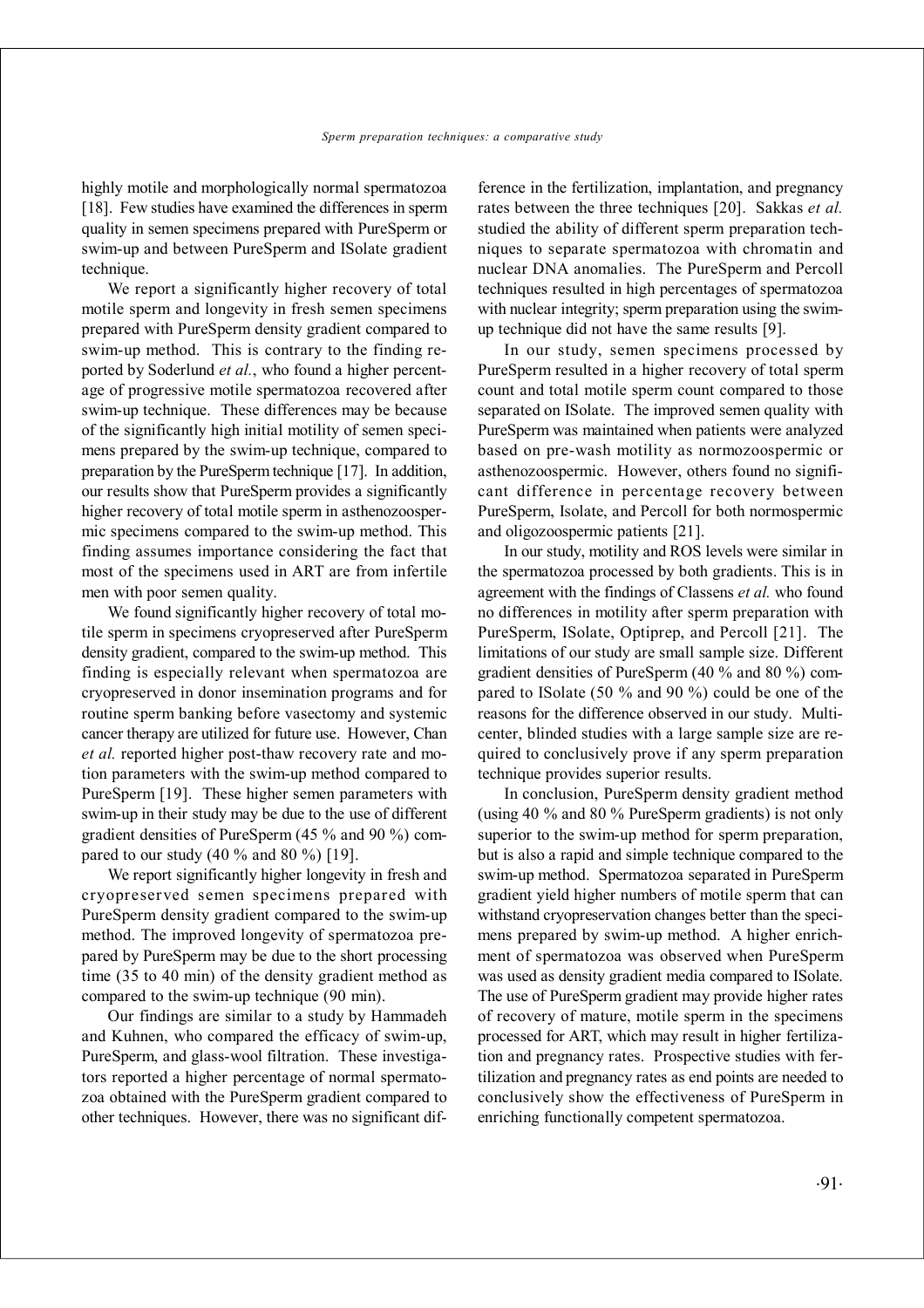highly motile and morphologically normal spermatozoa [18]. Few studies have examined the differences in sperm quality in semen specimens prepared with PureSperm or swim-up and between PureSperm and ISolate gradient technique.

We report a significantly higher recovery of total motile sperm and longevity in fresh semen specimens prepared with PureSperm density gradient compared to swim-up method. This is contrary to the finding reported by Soderlund *et al.*, who found a higher percentage of progressive motile spermatozoa recovered after swim-up technique. These differences may be because of the significantly high initial motility of semen specimens prepared by the swim-up technique, compared to preparation by the PureSperm technique [17]. In addition, our results show that PureSperm provides a significantly higher recovery of total motile sperm in asthenozoospermic specimens compared to the swim-up method. This finding assumes importance considering the fact that most of the specimens used in ART are from infertile men with poor semen quality.

We found significantly higher recovery of total motile sperm in specimens cryopreserved after PureSperm density gradient, compared to the swim-up method. This finding is especially relevant when spermatozoa are cryopreserved in donor insemination programs and for routine sperm banking before vasectomy and systemic cancer therapy are utilized for future use. However, Chan *et al.* reported higher post-thaw recovery rate and motion parameters with the swim-up method compared to PureSperm [19]. These higher semen parameters with swim-up in their study may be due to the use of different gradient densities of PureSperm (45 % and 90 %) compared to our study (40 % and 80 %) [19].

We report significantly higher longevity in fresh and cryopreserved semen specimens prepared with PureSperm density gradient compared to the swim-up method. The improved longevity of spermatozoa prepared by PureSperm may be due to the short processing time (35 to 40 min) of the density gradient method as compared to the swim-up technique (90 min).

Our findings are similar to a study by Hammadeh and Kuhnen, who compared the efficacy of swim-up, PureSperm, and glass-wool filtration. These investigators reported a higher percentage of normal spermatozoa obtained with the PureSperm gradient compared to other techniques. However, there was no significant difference in the fertilization, implantation, and pregnancy rates between the three techniques [20]. Sakkas *et al.* studied the ability of different sperm preparation techniques to separate spermatozoa with chromatin and nuclear DNA anomalies. The PureSperm and Percoll techniques resulted in high percentages of spermatozoa with nuclear integrity; sperm preparation using the swim-up technique did not have the same results [9].

In our study, semen specimens processed by PureSperm resulted in a higher recovery of total sperm count and total motile sperm count compared to those separated on ISolate. The improved semen quality with PureSperm was maintained when patients were analyzed based on pre-wash motility as normozoospermic or asthenozoospermic. However, others found no significant difference in percentage recovery between PureSperm, Isolate, and Percoll for both normospermic and oligozoospermic patients [21].

In our study, motility and ROS levels were similar in the spermatozoa processed by both gradients. This is in agreement with the findings of Classens *et al.* who found no differences in motility after sperm preparation with PureSperm, ISolate, Optiprep, and Percoll [21]. The limitations of our study are small sample size. Different gradient densities of PureSperm (40 % and 80 %) compared to ISolate (50 % and 90 %) could be one of the reasons for the difference observed in our study. Multicenter, blinded studies with a large sample size are required to conclusively prove if any sperm preparation technique provides superior results.

In conclusion, PureSperm density gradient method (using 40 % and 80 % PureSperm gradients) is not only superior to the swim-up method for sperm preparation, but is also a rapid and simple technique compared to the swim-up method. Spermatozoa separated in PureSperm gradient yield higher numbers of motile sperm that can withstand cryopreservation changes better than the specimens prepared by swim-up method. A higher enrichment of spermatozoa was observed when PureSperm was used as density gradient media compared to ISolate. The use of PureSperm gradient may provide higher rates of recovery of mature, motile sperm in the specimens processed for ART, which may result in higher fertilization and pregnancy rates. Prospective studies with fertilization and pregnancy rates as end points are needed to conclusively show the effectiveness of PureSperm in enriching functionally competent spermatozoa.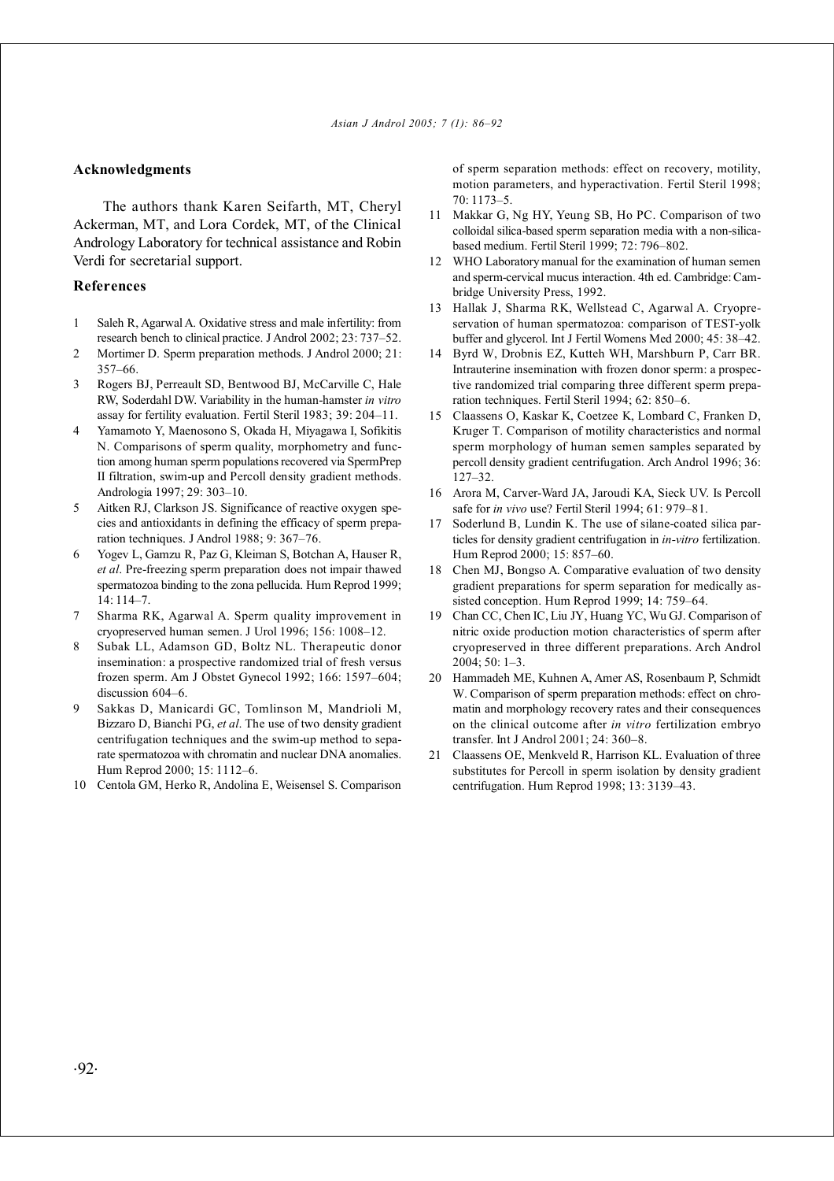## Acknowledgments

The authors thank Karen Seifarth, MT, Cheryl Ackerman, MT, and Lora Cordek, MT, of the Clinical Andrology Laboratory for technical assistance and Robin Verdi for secretarial support.

## References

1. Saleh R, Agarwal A. Oxidative stress and male infertility: from research bench to clinical practice. J Androl 2002; 23: 737–52.
2. Mortimer D. Sperm preparation methods. J Androl 2000; 21: 357–66.
3. Rogers BJ, Perreault SD, Bentwood BJ, McCarville C, Hale RW, Soderdahl DW. Variability in the human-hamster *in vitro* assay for fertility evaluation. Fertil Steril 1983; 39: 204–11.
4. Yamamoto Y, Maenosono S, Okada H, Miyagawa I, Sofikitis N. Comparisons of sperm quality, morphometry and function among human sperm populations recovered via SpermPrep II filtration, swim-up and Percoll density gradient methods. Andrologia 1997; 29: 303–10.
5. Aitken RJ, Clarkson JS. Significance of reactive oxygen species and antioxidants in defining the efficacy of sperm preparation techniques. J Androl 1988; 9: 367–76.
6. Yogev L, Gamzu R, Paz G, Kleiman S, Botchan A, Hauser R, *et al*. Pre-freezing sperm preparation does not impair thawed spermatozoa binding to the zona pellucida. Hum Reprod 1999; 14: 114–7.
7. Sharma RK, Agarwal A. Sperm quality improvement in cryopreserved human semen. J Urol 1996; 156: 1008–12.
8. Subak LL, Adamson GD, Boltz NL. Therapeutic donor insemination: a prospective randomized trial of fresh versus frozen sperm. Am J Obstet Gynecol 1992; 166: 1597–604; discussion 604–6.
9. Sakkas D, Manicardi GC, Tomlinson M, Mandrioli M, Bizzaro D, Bianchi PG, *et al*. The use of two density gradient centrifugation techniques and the swim-up method to separate spermatozoa with chromatin and nuclear DNA anomalies. Hum Reprod 2000; 15: 1112–6.
10. Centola GM, Herko R, Andolina E, Weisensel S. Comparison of sperm separation methods: effect on recovery, motility, motion parameters, and hyperactivation. Fertil Steril 1998; 70: 1173–5.
11. Makkar G, Ng HY, Yeung SB, Ho PC. Comparison of two colloidal silica-based sperm separation media with a non-silica-based medium. Fertil Steril 1999; 72: 796–802.
12. WHO Laboratory manual for the examination of human semen and sperm-cervical mucus interaction. 4th ed. Cambridge: Cambridge University Press, 1992.
13. Hallak J, Sharma RK, Wellstead C, Agarwal A. Cryopreservation of human spermatozoa: comparison of TEST-yolk buffer and glycerol. Int J Fertil Womens Med 2000; 45: 38–42.
14. Byrd W, Drobnis EZ, Kutteh WH, Marshburn P, Carr BR. Intrauterine insemination with frozen donor sperm: a prospective randomized trial comparing three different sperm preparation techniques. Fertil Steril 1994; 62: 850–6.
15. Claassens O, Kaskar K, Coetzee K, Lombard C, Franken D, Kruger T. Comparison of motility characteristics and normal sperm morphology of human semen samples separated by percoll density gradient centrifugation. Arch Androl 1996; 36: 127–32.
16. Arora M, Carver-Ward JA, Jaroudi KA, Sieck UV. Is Percoll safe for *in vivo* use? Fertil Steril 1994; 61: 979–81.
17. Soderlund B, Lundin K. The use of silane-coated silica particles for density gradient centrifugation in *in-vitro* fertilization. Hum Reprod 2000; 15: 857–60.
18. Chen MJ, Bongso A. Comparative evaluation of two density gradient preparations for sperm separation for medically assisted conception. Hum Reprod 1999; 14: 759–64.
19. Chan CC, Chen IC, Liu JY, Huang YC, Wu GJ. Comparison of nitric oxide production motion characteristics of sperm after cryopreserved in three different preparations. Arch Androl 2004; 50: 1–3.
20. Hammadeh ME, Kuhnen A, Amer AS, Rosenbaum P, Schmidt W. Comparison of sperm preparation methods: effect on chromatin and morphology recovery rates and their consequences on the clinical outcome after *in vitro* fertilization embryo transfer. Int J Androl 2001; 24: 360–8.
21. Claassens OE, Menkveld R, Harrison KL. Evaluation of three substitutes for Percoll in sperm isolation by density gradient centrifugation. Hum Reprod 1998; 13: 3139–43.